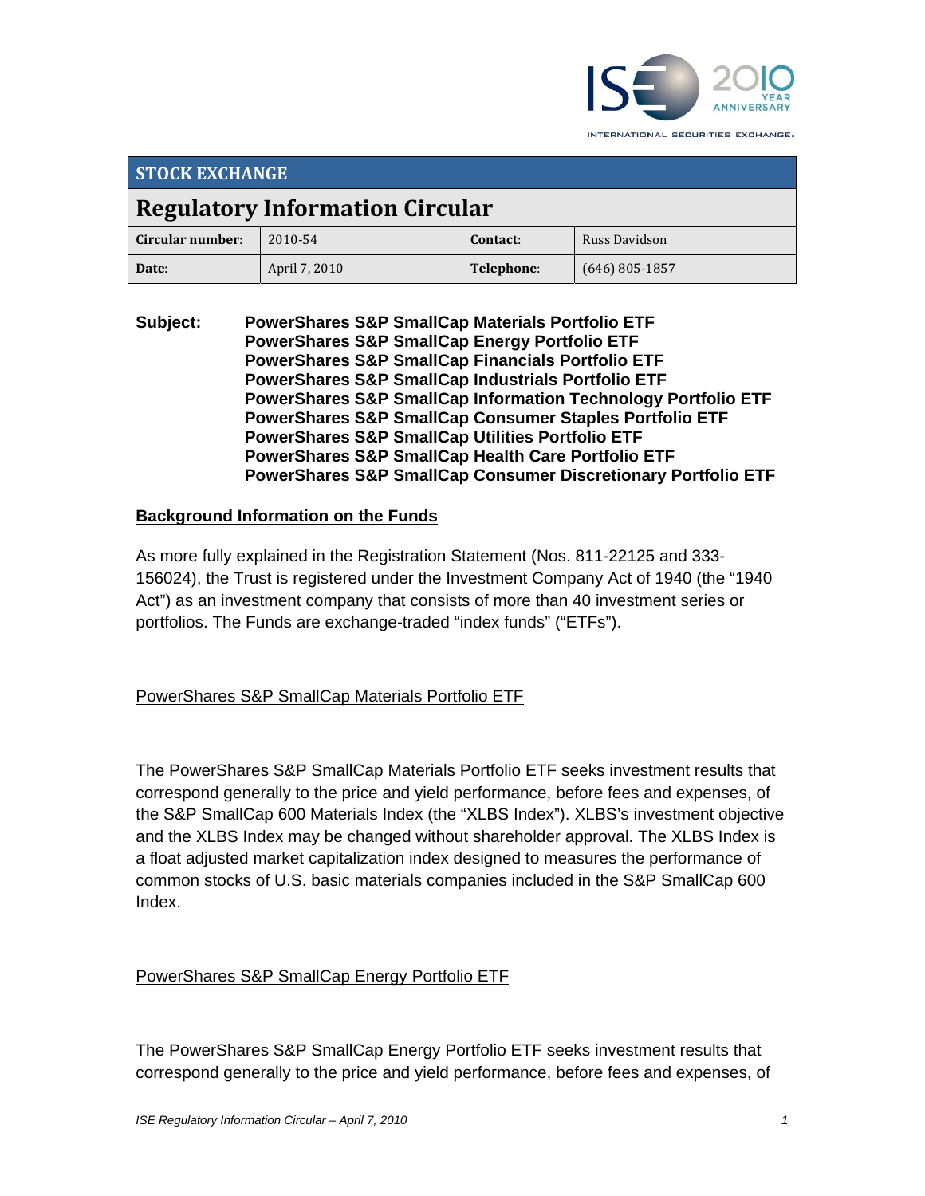## STOCK EXCHANGE

# Regulatory Information Circular

| Circular number: | 2010-54 | Contact: | Russ Davidson |
|---|---|---|---|
| Date: | April 7, 2010 | Telephone: | (646) 805-1857 |

**Subject:** **PowerShares S&P SmallCap Materials Portfolio ETF**
**PowerShares S&P SmallCap Energy Portfolio ETF**
**PowerShares S&P SmallCap Financials Portfolio ETF**
**PowerShares S&P SmallCap Industrials Portfolio ETF**
**PowerShares S&P SmallCap Information Technology Portfolio ETF**
**PowerShares S&P SmallCap Consumer Staples Portfolio ETF**
**PowerShares S&P SmallCap Utilities Portfolio ETF**
**PowerShares S&P SmallCap Health Care Portfolio ETF**
**PowerShares S&P SmallCap Consumer Discretionary Portfolio ETF**

## Background Information on the Funds

As more fully explained in the Registration Statement (Nos. 811-22125 and 333-156024), the Trust is registered under the Investment Company Act of 1940 (the "1940 Act") as an investment company that consists of more than 40 investment series or portfolios. The Funds are exchange-traded "index funds" ("ETFs").

### PowerShares S&P SmallCap Materials Portfolio ETF

The PowerShares S&P SmallCap Materials Portfolio ETF seeks investment results that correspond generally to the price and yield performance, before fees and expenses, of the S&P SmallCap 600 Materials Index (the "XLBS Index"). XLBS's investment objective and the XLBS Index may be changed without shareholder approval. The XLBS Index is a float adjusted market capitalization index designed to measures the performance of common stocks of U.S. basic materials companies included in the S&P SmallCap 600 Index.

### PowerShares S&P SmallCap Energy Portfolio ETF

The PowerShares S&P SmallCap Energy Portfolio ETF seeks investment results that correspond generally to the price and yield performance, before fees and expenses, of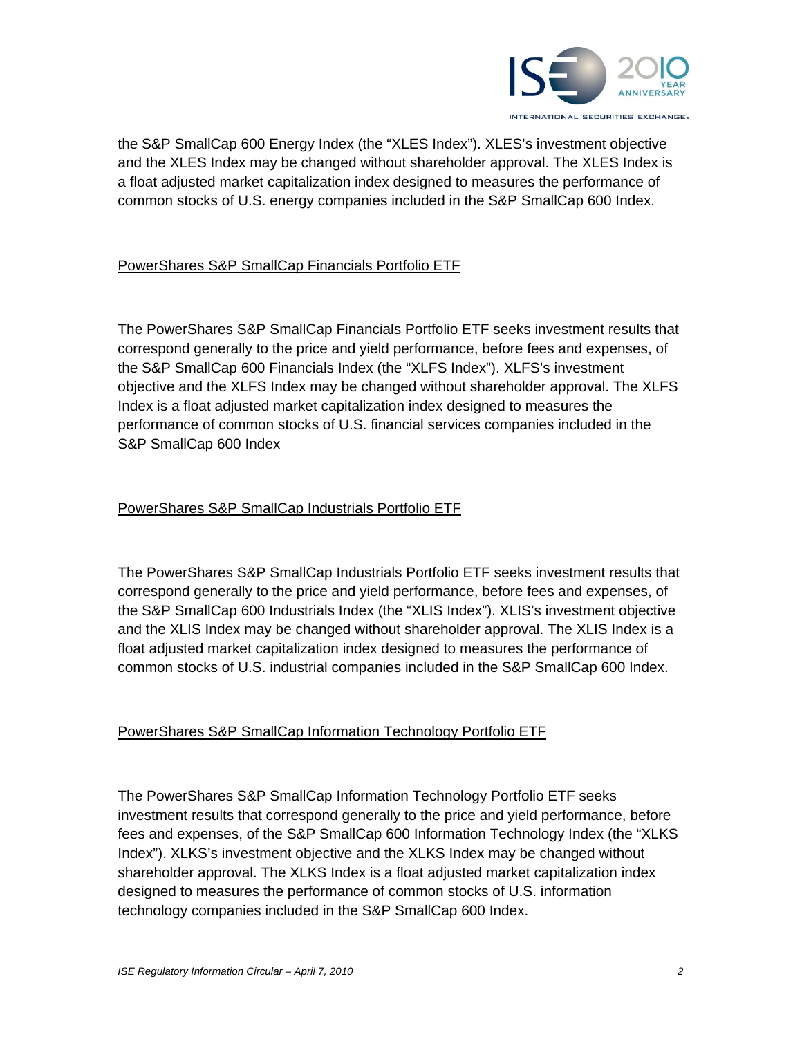the S&P SmallCap 600 Energy Index (the "XLES Index"). XLES's investment objective and the XLES Index may be changed without shareholder approval. The XLES Index is a float adjusted market capitalization index designed to measures the performance of common stocks of U.S. energy companies included in the S&P SmallCap 600 Index.

PowerShares S&P SmallCap Financials Portfolio ETF

The PowerShares S&P SmallCap Financials Portfolio ETF seeks investment results that correspond generally to the price and yield performance, before fees and expenses, of the S&P SmallCap 600 Financials Index (the "XLFS Index"). XLFS's investment objective and the XLFS Index may be changed without shareholder approval. The XLFS Index is a float adjusted market capitalization index designed to measures the performance of common stocks of U.S. financial services companies included in the S&P SmallCap 600 Index

PowerShares S&P SmallCap Industrials Portfolio ETF

The PowerShares S&P SmallCap Industrials Portfolio ETF seeks investment results that correspond generally to the price and yield performance, before fees and expenses, of the S&P SmallCap 600 Industrials Index (the "XLIS Index"). XLIS's investment objective and the XLIS Index may be changed without shareholder approval. The XLIS Index is a float adjusted market capitalization index designed to measures the performance of common stocks of U.S. industrial companies included in the S&P SmallCap 600 Index.

PowerShares S&P SmallCap Information Technology Portfolio ETF

The PowerShares S&P SmallCap Information Technology Portfolio ETF seeks investment results that correspond generally to the price and yield performance, before fees and expenses, of the S&P SmallCap 600 Information Technology Index (the "XLKS Index"). XLKS's investment objective and the XLKS Index may be changed without shareholder approval. The XLKS Index is a float adjusted market capitalization index designed to measures the performance of common stocks of U.S. information technology companies included in the S&P SmallCap 600 Index.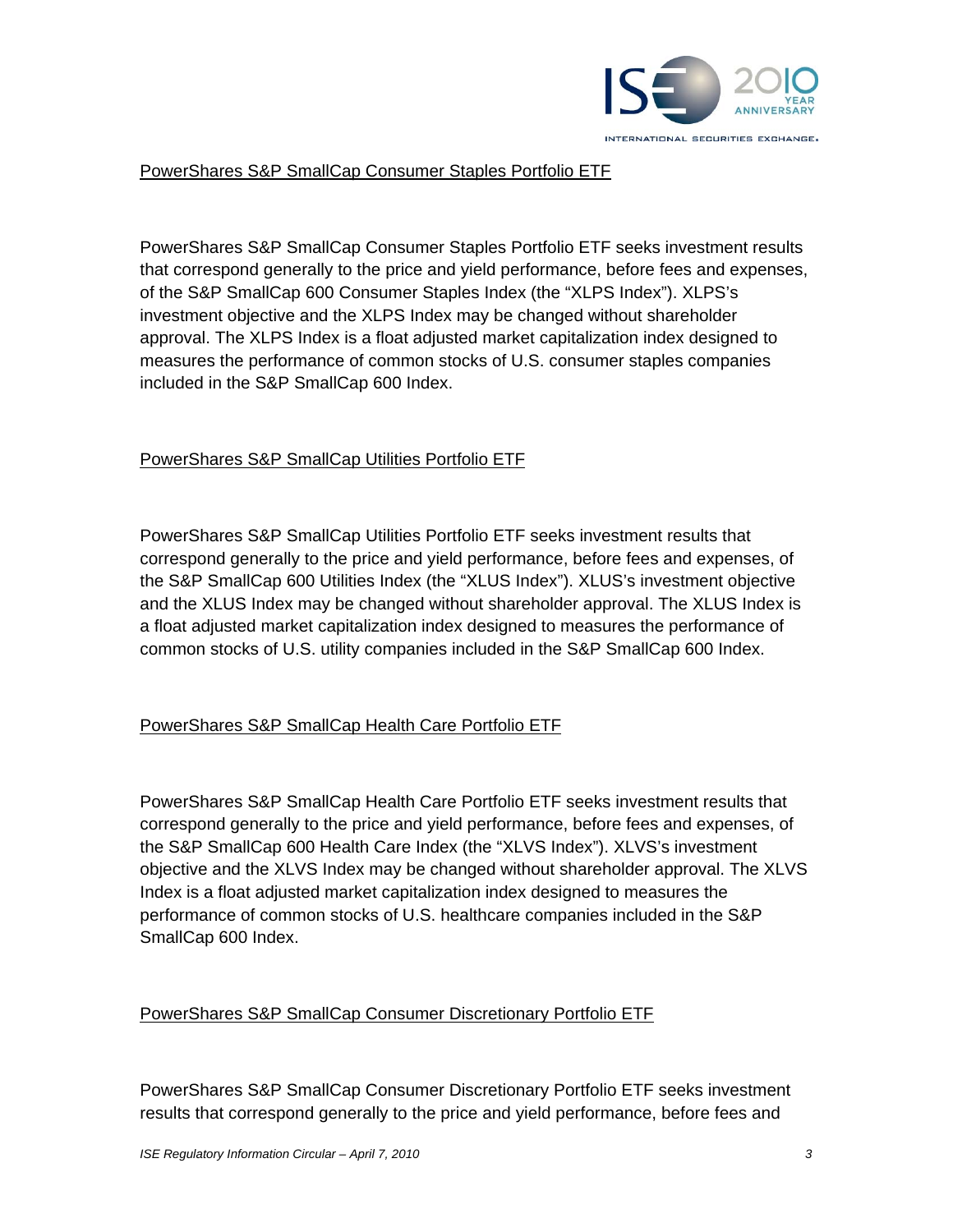PowerShares S&P SmallCap Consumer Staples Portfolio ETF

PowerShares S&P SmallCap Consumer Staples Portfolio ETF seeks investment results that correspond generally to the price and yield performance, before fees and expenses, of the S&P SmallCap 600 Consumer Staples Index (the "XLPS Index"). XLPS's investment objective and the XLPS Index may be changed without shareholder approval. The XLPS Index is a float adjusted market capitalization index designed to measures the performance of common stocks of U.S. consumer staples companies included in the S&P SmallCap 600 Index.

PowerShares S&P SmallCap Utilities Portfolio ETF

PowerShares S&P SmallCap Utilities Portfolio ETF seeks investment results that correspond generally to the price and yield performance, before fees and expenses, of the S&P SmallCap 600 Utilities Index (the "XLUS Index"). XLUS's investment objective and the XLUS Index may be changed without shareholder approval. The XLUS Index is a float adjusted market capitalization index designed to measures the performance of common stocks of U.S. utility companies included in the S&P SmallCap 600 Index.

PowerShares S&P SmallCap Health Care Portfolio ETF

PowerShares S&P SmallCap Health Care Portfolio ETF seeks investment results that correspond generally to the price and yield performance, before fees and expenses, of the S&P SmallCap 600 Health Care Index (the "XLVS Index"). XLVS's investment objective and the XLVS Index may be changed without shareholder approval. The XLVS Index is a float adjusted market capitalization index designed to measures the performance of common stocks of U.S. healthcare companies included in the S&P SmallCap 600 Index.

PowerShares S&P SmallCap Consumer Discretionary Portfolio ETF

PowerShares S&P SmallCap Consumer Discretionary Portfolio ETF seeks investment results that correspond generally to the price and yield performance, before fees and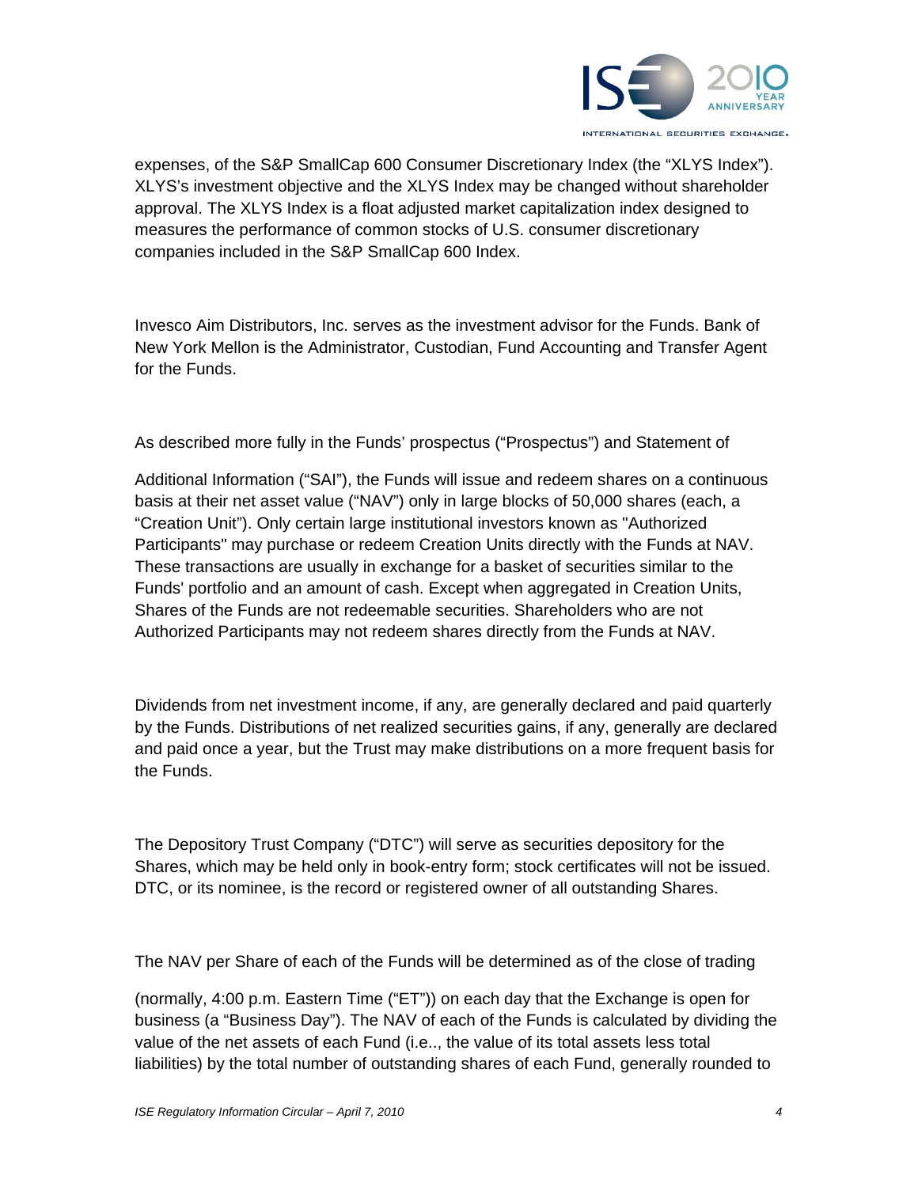expenses, of the S&P SmallCap 600 Consumer Discretionary Index (the "XLYS Index"). XLYS's investment objective and the XLYS Index may be changed without shareholder approval. The XLYS Index is a float adjusted market capitalization index designed to measures the performance of common stocks of U.S. consumer discretionary companies included in the S&P SmallCap 600 Index.

Invesco Aim Distributors, Inc. serves as the investment advisor for the Funds. Bank of New York Mellon is the Administrator, Custodian, Fund Accounting and Transfer Agent for the Funds.

As described more fully in the Funds' prospectus ("Prospectus") and Statement of

Additional Information ("SAI"), the Funds will issue and redeem shares on a continuous basis at their net asset value ("NAV") only in large blocks of 50,000 shares (each, a "Creation Unit"). Only certain large institutional investors known as "Authorized Participants" may purchase or redeem Creation Units directly with the Funds at NAV. These transactions are usually in exchange for a basket of securities similar to the Funds' portfolio and an amount of cash. Except when aggregated in Creation Units, Shares of the Funds are not redeemable securities. Shareholders who are not Authorized Participants may not redeem shares directly from the Funds at NAV.

Dividends from net investment income, if any, are generally declared and paid quarterly by the Funds. Distributions of net realized securities gains, if any, generally are declared and paid once a year, but the Trust may make distributions on a more frequent basis for the Funds.

The Depository Trust Company ("DTC") will serve as securities depository for the Shares, which may be held only in book-entry form; stock certificates will not be issued. DTC, or its nominee, is the record or registered owner of all outstanding Shares.

The NAV per Share of each of the Funds will be determined as of the close of trading

(normally, 4:00 p.m. Eastern Time ("ET")) on each day that the Exchange is open for business (a "Business Day"). The NAV of each of the Funds is calculated by dividing the value of the net assets of each Fund (i.e.., the value of its total assets less total liabilities) by the total number of outstanding shares of each Fund, generally rounded to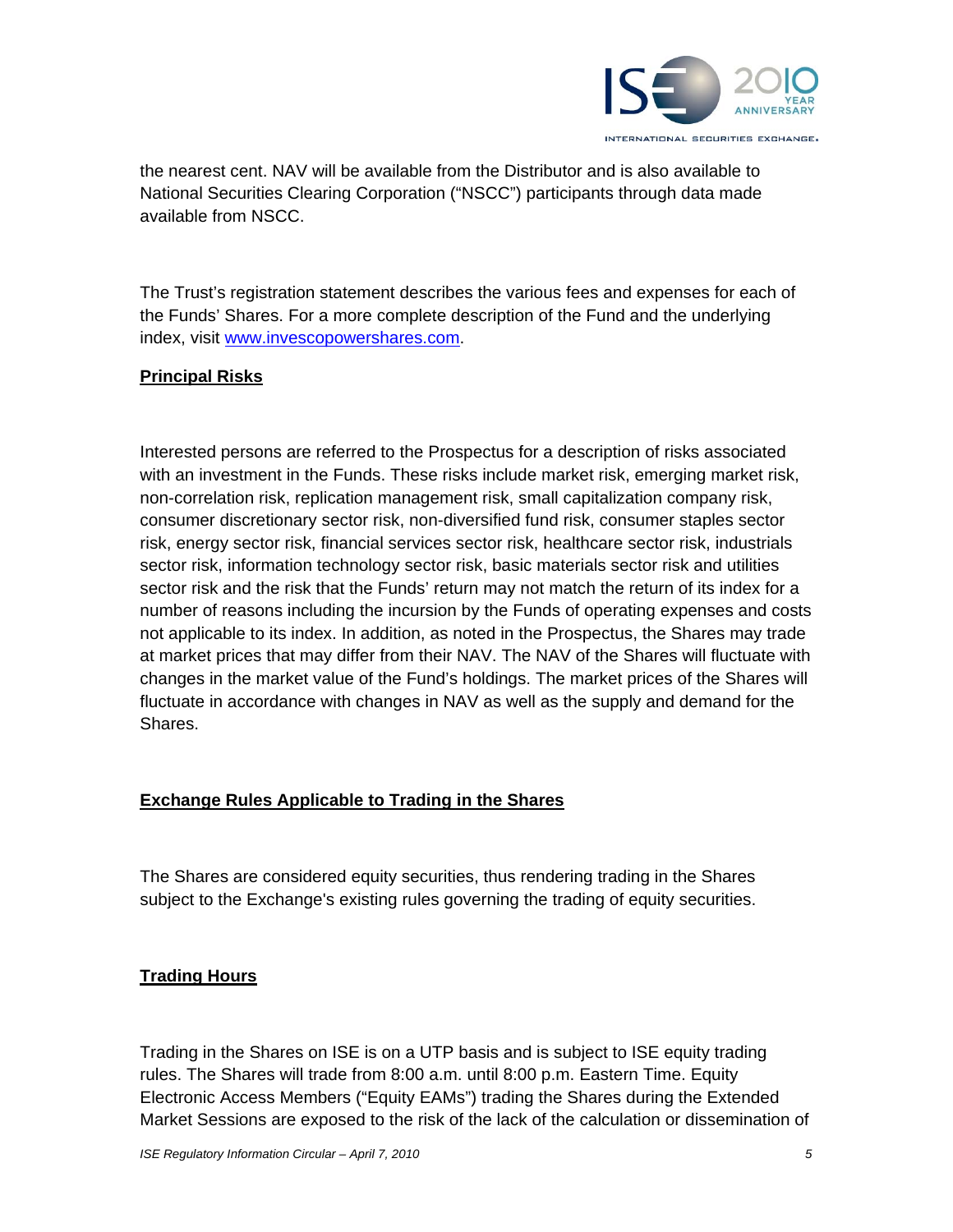the nearest cent. NAV will be available from the Distributor and is also available to National Securities Clearing Corporation ("NSCC") participants through data made available from NSCC.

The Trust's registration statement describes the various fees and expenses for each of the Funds' Shares. For a more complete description of the Fund and the underlying index, visit [www.invescopowershares.com](http://www.invescopowershares.com).

**Principal Risks**

Interested persons are referred to the Prospectus for a description of risks associated with an investment in the Funds. These risks include market risk, emerging market risk, non-correlation risk, replication management risk, small capitalization company risk, consumer discretionary sector risk, non-diversified fund risk, consumer staples sector risk, energy sector risk, financial services sector risk, healthcare sector risk, industrials sector risk, information technology sector risk, basic materials sector risk and utilities sector risk and the risk that the Funds' return may not match the return of its index for a number of reasons including the incursion by the Funds of operating expenses and costs not applicable to its index. In addition, as noted in the Prospectus, the Shares may trade at market prices that may differ from their NAV. The NAV of the Shares will fluctuate with changes in the market value of the Fund's holdings. The market prices of the Shares will fluctuate in accordance with changes in NAV as well as the supply and demand for the Shares.

**Exchange Rules Applicable to Trading in the Shares**

The Shares are considered equity securities, thus rendering trading in the Shares subject to the Exchange's existing rules governing the trading of equity securities.

**Trading Hours**

Trading in the Shares on ISE is on a UTP basis and is subject to ISE equity trading rules. The Shares will trade from 8:00 a.m. until 8:00 p.m. Eastern Time. Equity Electronic Access Members ("Equity EAMs") trading the Shares during the Extended Market Sessions are exposed to the risk of the lack of the calculation or dissemination of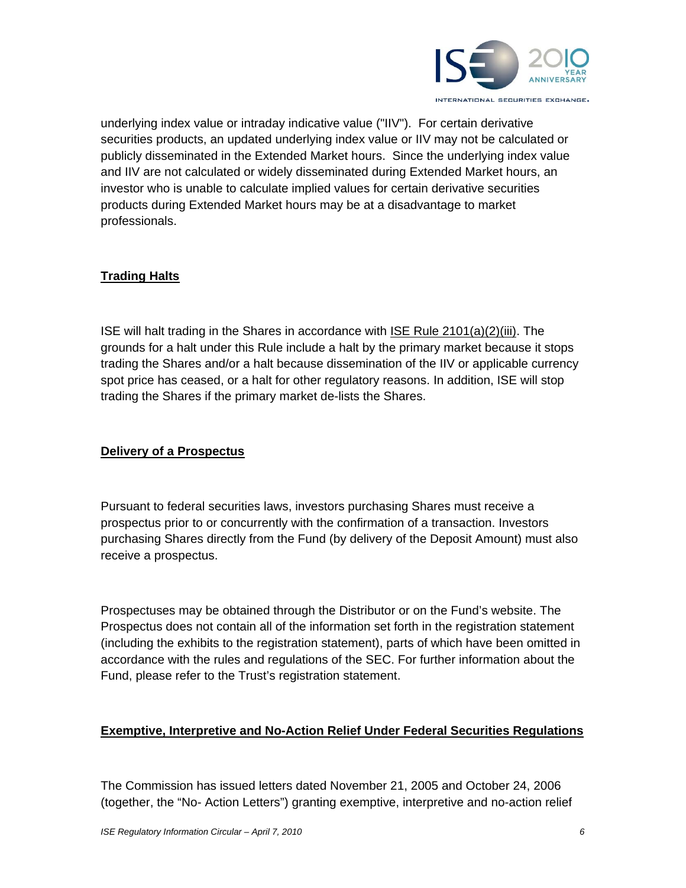underlying index value or intraday indicative value ("IIV"). For certain derivative securities products, an updated underlying index value or IIV may not be calculated or publicly disseminated in the Extended Market hours. Since the underlying index value and IIV are not calculated or widely disseminated during Extended Market hours, an investor who is unable to calculate implied values for certain derivative securities products during Extended Market hours may be at a disadvantage to market professionals.

## Trading Halts

ISE will halt trading in the Shares in accordance with ISE Rule 2101(a)(2)(iii). The grounds for a halt under this Rule include a halt by the primary market because it stops trading the Shares and/or a halt because dissemination of the IIV or applicable currency spot price has ceased, or a halt for other regulatory reasons. In addition, ISE will stop trading the Shares if the primary market de-lists the Shares.

## Delivery of a Prospectus

Pursuant to federal securities laws, investors purchasing Shares must receive a prospectus prior to or concurrently with the confirmation of a transaction. Investors purchasing Shares directly from the Fund (by delivery of the Deposit Amount) must also receive a prospectus.

Prospectuses may be obtained through the Distributor or on the Fund's website. The Prospectus does not contain all of the information set forth in the registration statement (including the exhibits to the registration statement), parts of which have been omitted in accordance with the rules and regulations of the SEC. For further information about the Fund, please refer to the Trust's registration statement.

## Exemptive, Interpretive and No-Action Relief Under Federal Securities Regulations

The Commission has issued letters dated November 21, 2005 and October 24, 2006 (together, the "No- Action Letters") granting exemptive, interpretive and no-action relief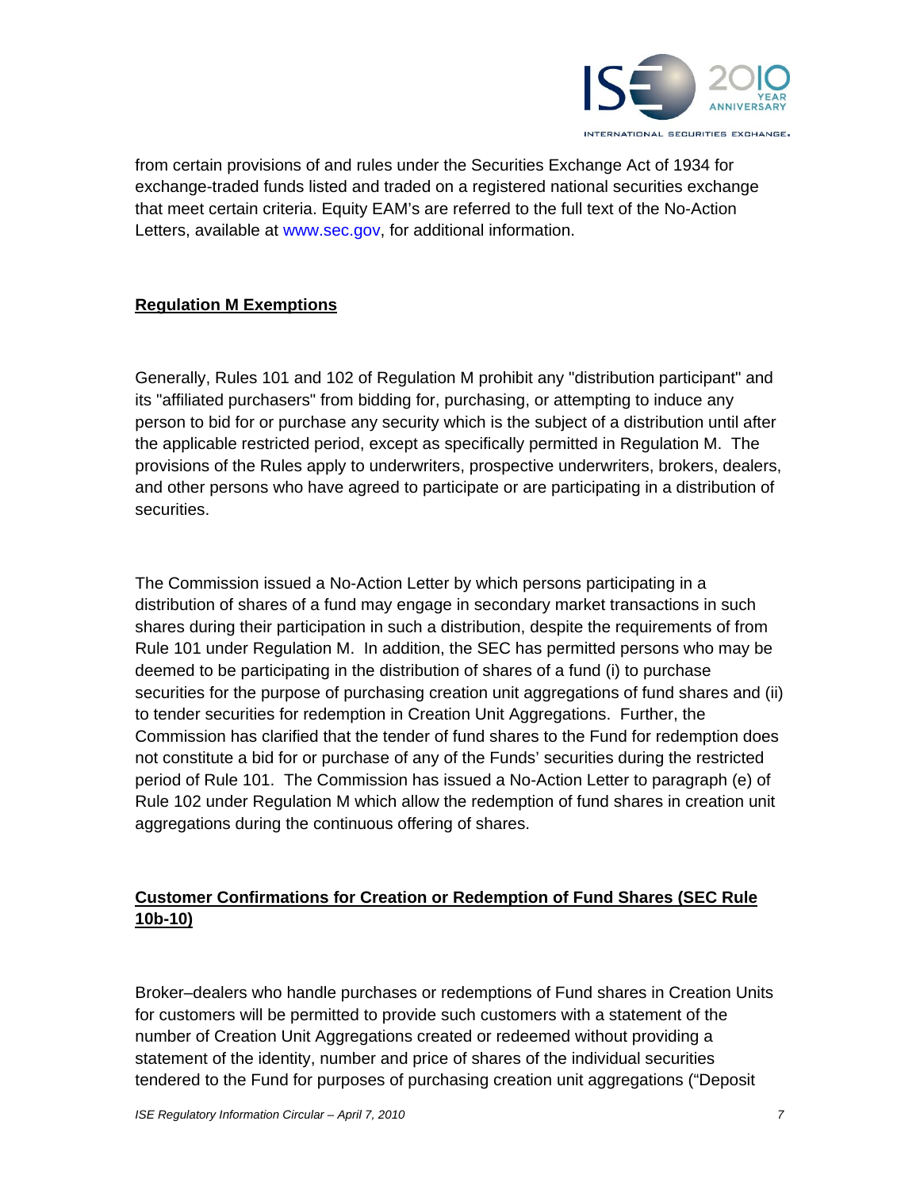from certain provisions of and rules under the Securities Exchange Act of 1934 for exchange-traded funds listed and traded on a registered national securities exchange that meet certain criteria. Equity EAM's are referred to the full text of the No-Action Letters, available at www.sec.gov, for additional information.

**Regulation M Exemptions**

Generally, Rules 101 and 102 of Regulation M prohibit any "distribution participant" and its "affiliated purchasers" from bidding for, purchasing, or attempting to induce any person to bid for or purchase any security which is the subject of a distribution until after the applicable restricted period, except as specifically permitted in Regulation M. The provisions of the Rules apply to underwriters, prospective underwriters, brokers, dealers, and other persons who have agreed to participate or are participating in a distribution of securities.

The Commission issued a No-Action Letter by which persons participating in a distribution of shares of a fund may engage in secondary market transactions in such shares during their participation in such a distribution, despite the requirements of from Rule 101 under Regulation M. In addition, the SEC has permitted persons who may be deemed to be participating in the distribution of shares of a fund (i) to purchase securities for the purpose of purchasing creation unit aggregations of fund shares and (ii) to tender securities for redemption in Creation Unit Aggregations. Further, the Commission has clarified that the tender of fund shares to the Fund for redemption does not constitute a bid for or purchase of any of the Funds' securities during the restricted period of Rule 101. The Commission has issued a No-Action Letter to paragraph (e) of Rule 102 under Regulation M which allow the redemption of fund shares in creation unit aggregations during the continuous offering of shares.

**Customer Confirmations for Creation or Redemption of Fund Shares (SEC Rule 10b-10)**

Broker–dealers who handle purchases or redemptions of Fund shares in Creation Units for customers will be permitted to provide such customers with a statement of the number of Creation Unit Aggregations created or redeemed without providing a statement of the identity, number and price of shares of the individual securities tendered to the Fund for purposes of purchasing creation unit aggregations ("Deposit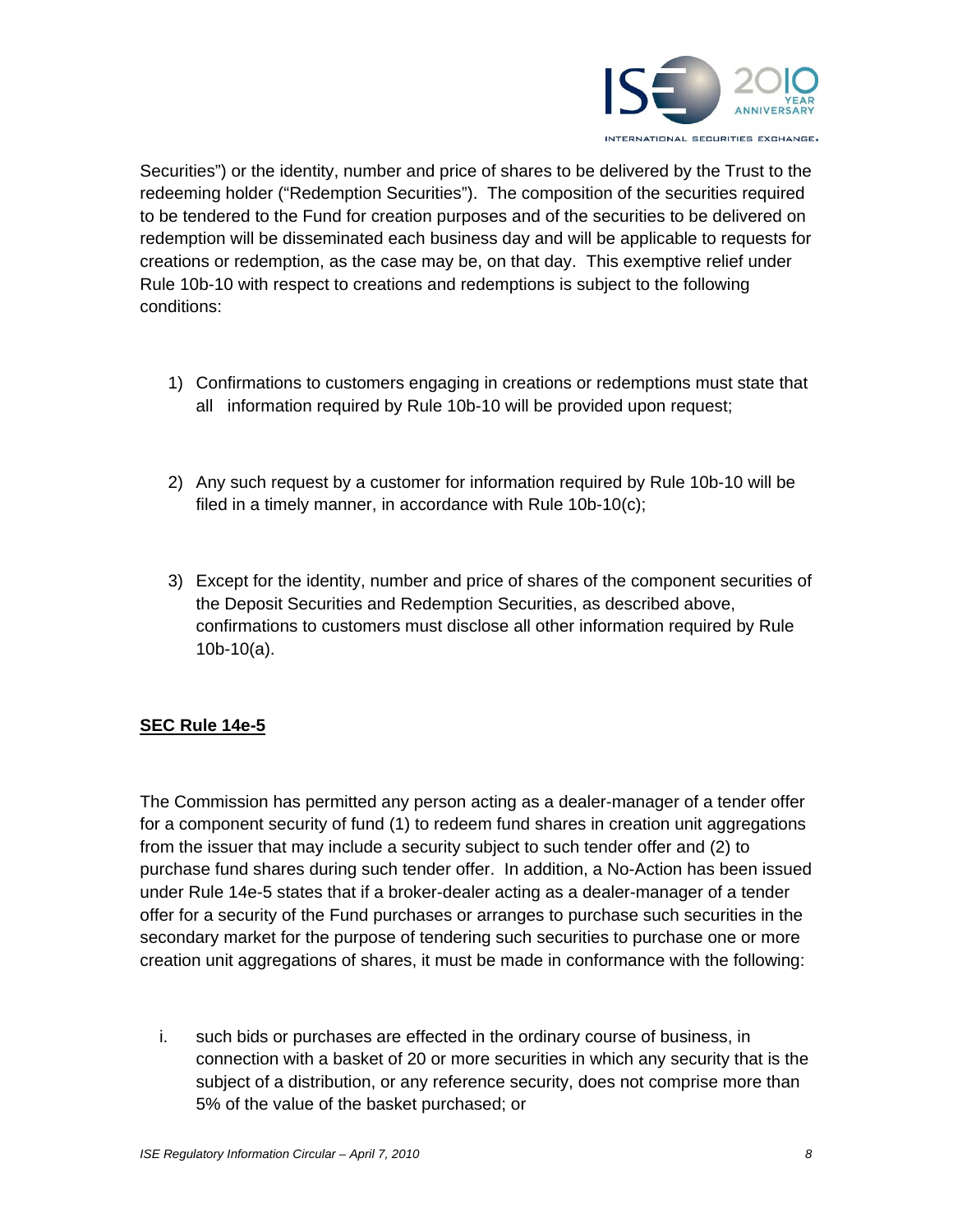Securities") or the identity, number and price of shares to be delivered by the Trust to the redeeming holder ("Redemption Securities"). The composition of the securities required to be tendered to the Fund for creation purposes and of the securities to be delivered on redemption will be disseminated each business day and will be applicable to requests for creations or redemption, as the case may be, on that day. This exemptive relief under Rule 10b-10 with respect to creations and redemptions is subject to the following conditions:

1) Confirmations to customers engaging in creations or redemptions must state that all information required by Rule 10b-10 will be provided upon request;

2) Any such request by a customer for information required by Rule 10b-10 will be filed in a timely manner, in accordance with Rule 10b-10(c);

3) Except for the identity, number and price of shares of the component securities of the Deposit Securities and Redemption Securities, as described above, confirmations to customers must disclose all other information required by Rule 10b-10(a).

**<u>SEC Rule 14e-5</u>**

The Commission has permitted any person acting as a dealer-manager of a tender offer for a component security of fund (1) to redeem fund shares in creation unit aggregations from the issuer that may include a security subject to such tender offer and (2) to purchase fund shares during such tender offer. In addition, a No-Action has been issued under Rule 14e-5 states that if a broker-dealer acting as a dealer-manager of a tender offer for a security of the Fund purchases or arranges to purchase such securities in the secondary market for the purpose of tendering such securities to purchase one or more creation unit aggregations of shares, it must be made in conformance with the following:

i. such bids or purchases are effected in the ordinary course of business, in connection with a basket of 20 or more securities in which any security that is the subject of a distribution, or any reference security, does not comprise more than 5% of the value of the basket purchased; or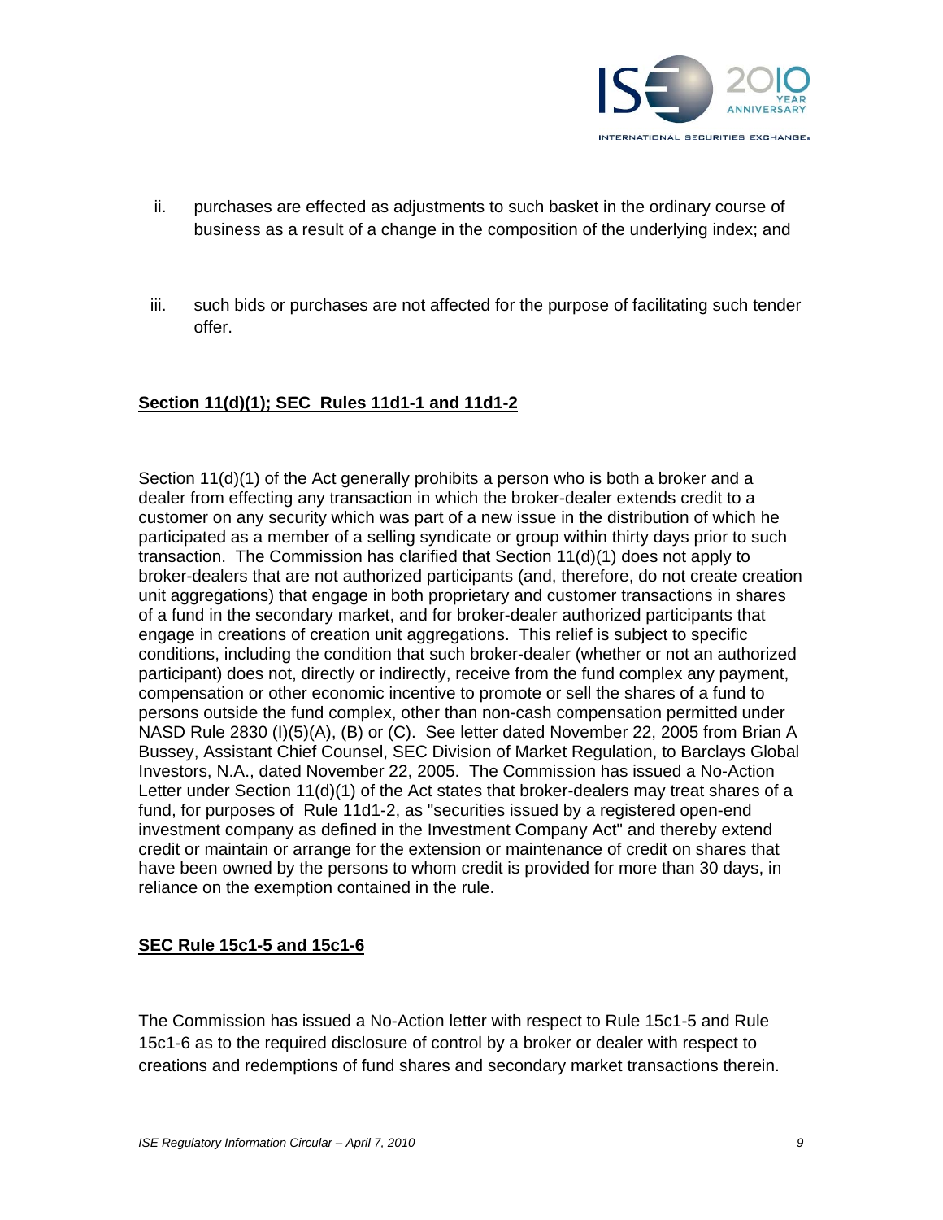ii. purchases are effected as adjustments to such basket in the ordinary course of business as a result of a change in the composition of the underlying index; and

iii. such bids or purchases are not affected for the purpose of facilitating such tender offer.

**Section 11(d)(1); SEC Rules 11d1-1 and 11d1-2**

Section 11(d)(1) of the Act generally prohibits a person who is both a broker and a dealer from effecting any transaction in which the broker-dealer extends credit to a customer on any security which was part of a new issue in the distribution of which he participated as a member of a selling syndicate or group within thirty days prior to such transaction. The Commission has clarified that Section 11(d)(1) does not apply to broker-dealers that are not authorized participants (and, therefore, do not create creation unit aggregations) that engage in both proprietary and customer transactions in shares of a fund in the secondary market, and for broker-dealer authorized participants that engage in creations of creation unit aggregations. This relief is subject to specific conditions, including the condition that such broker-dealer (whether or not an authorized participant) does not, directly or indirectly, receive from the fund complex any payment, compensation or other economic incentive to promote or sell the shares of a fund to persons outside the fund complex, other than non-cash compensation permitted under NASD Rule 2830 (I)(5)(A), (B) or (C). See letter dated November 22, 2005 from Brian A Bussey, Assistant Chief Counsel, SEC Division of Market Regulation, to Barclays Global Investors, N.A., dated November 22, 2005. The Commission has issued a No-Action Letter under Section 11(d)(1) of the Act states that broker-dealers may treat shares of a fund, for purposes of Rule 11d1-2, as "securities issued by a registered open-end investment company as defined in the Investment Company Act" and thereby extend credit or maintain or arrange for the extension or maintenance of credit on shares that have been owned by the persons to whom credit is provided for more than 30 days, in reliance on the exemption contained in the rule.

**SEC Rule 15c1-5 and 15c1-6**

The Commission has issued a No-Action letter with respect to Rule 15c1-5 and Rule 15c1-6 as to the required disclosure of control by a broker or dealer with respect to creations and redemptions of fund shares and secondary market transactions therein.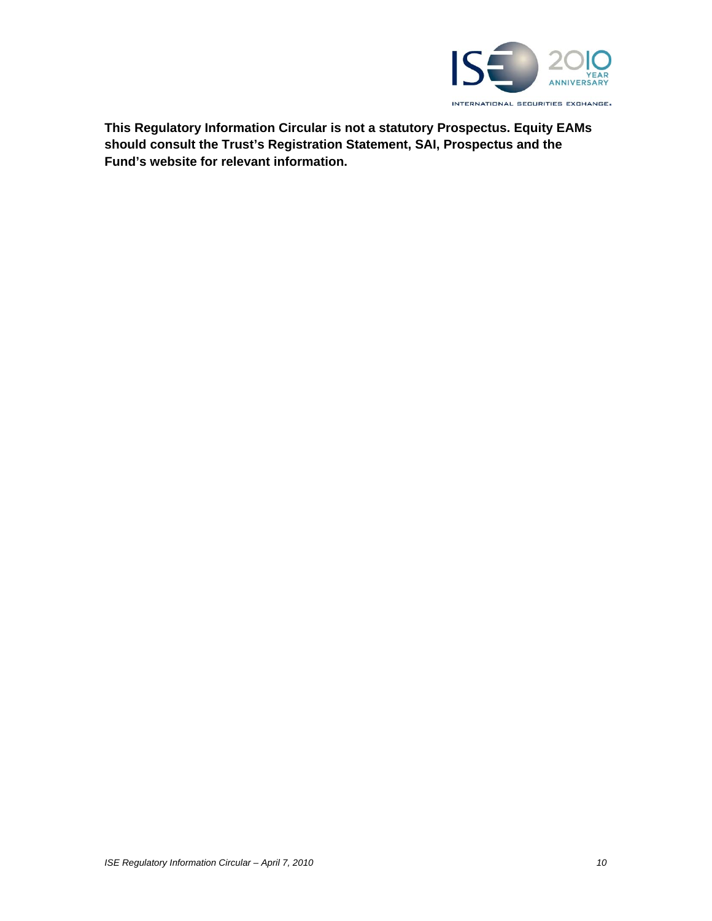**This Regulatory Information Circular is not a statutory Prospectus. Equity EAMs should consult the Trust's Registration Statement, SAI, Prospectus and the Fund's website for relevant information.**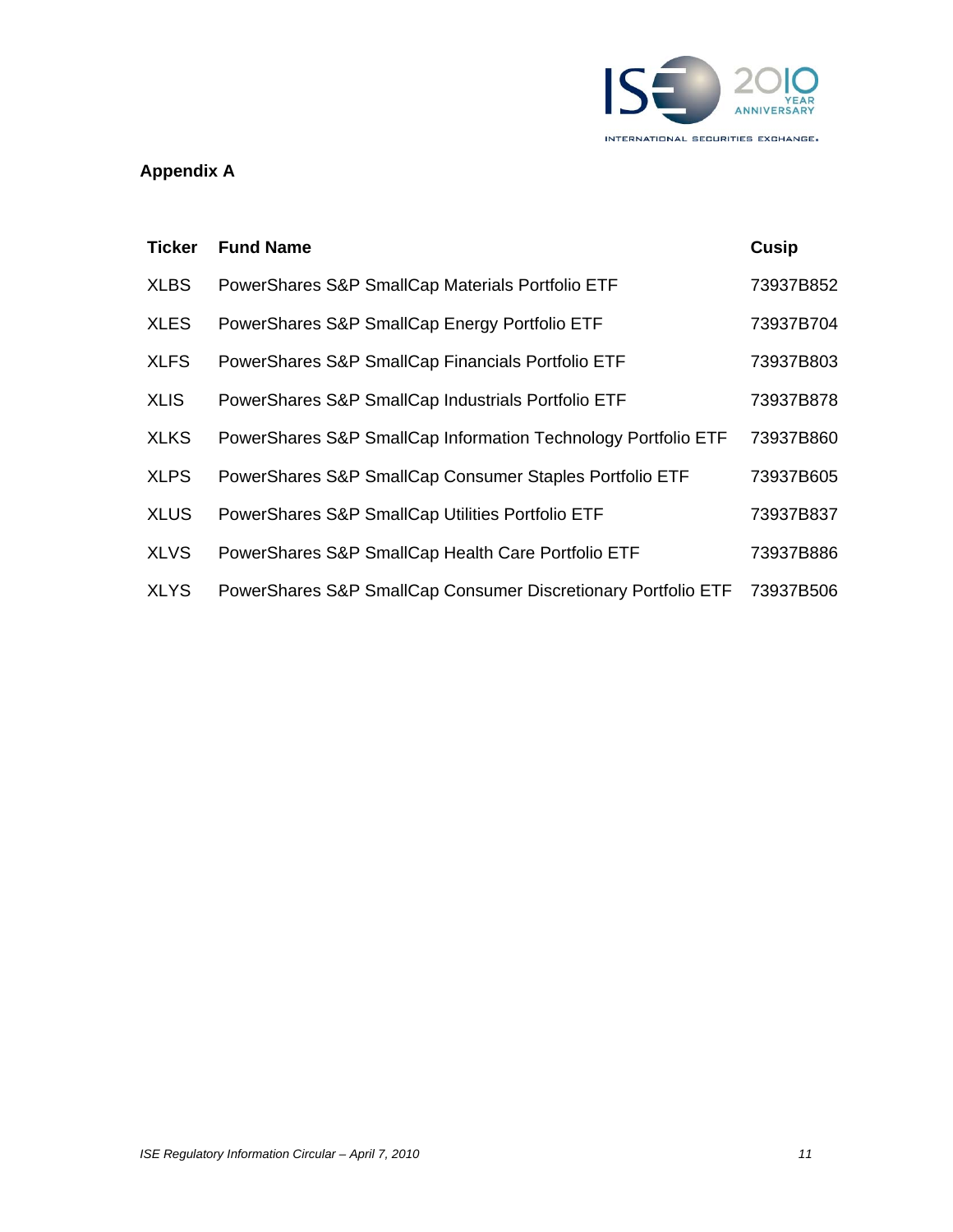## Appendix A

| Ticker | Fund Name | Cusip |
|---|---|---|
| XLBS | PowerShares S&P SmallCap Materials Portfolio ETF | 73937B852 |
| XLES | PowerShares S&P SmallCap Energy Portfolio ETF | 73937B704 |
| XLFS | PowerShares S&P SmallCap Financials Portfolio ETF | 73937B803 |
| XLIS | PowerShares S&P SmallCap Industrials Portfolio ETF | 73937B878 |
| XLKS | PowerShares S&P SmallCap Information Technology Portfolio ETF | 73937B860 |
| XLPS | PowerShares S&P SmallCap Consumer Staples Portfolio ETF | 73937B605 |
| XLUS | PowerShares S&P SmallCap Utilities Portfolio ETF | 73937B837 |
| XLVS | PowerShares S&P SmallCap Health Care Portfolio ETF | 73937B886 |
| XLYS | PowerShares S&P SmallCap Consumer Discretionary Portfolio ETF | 73937B506 |